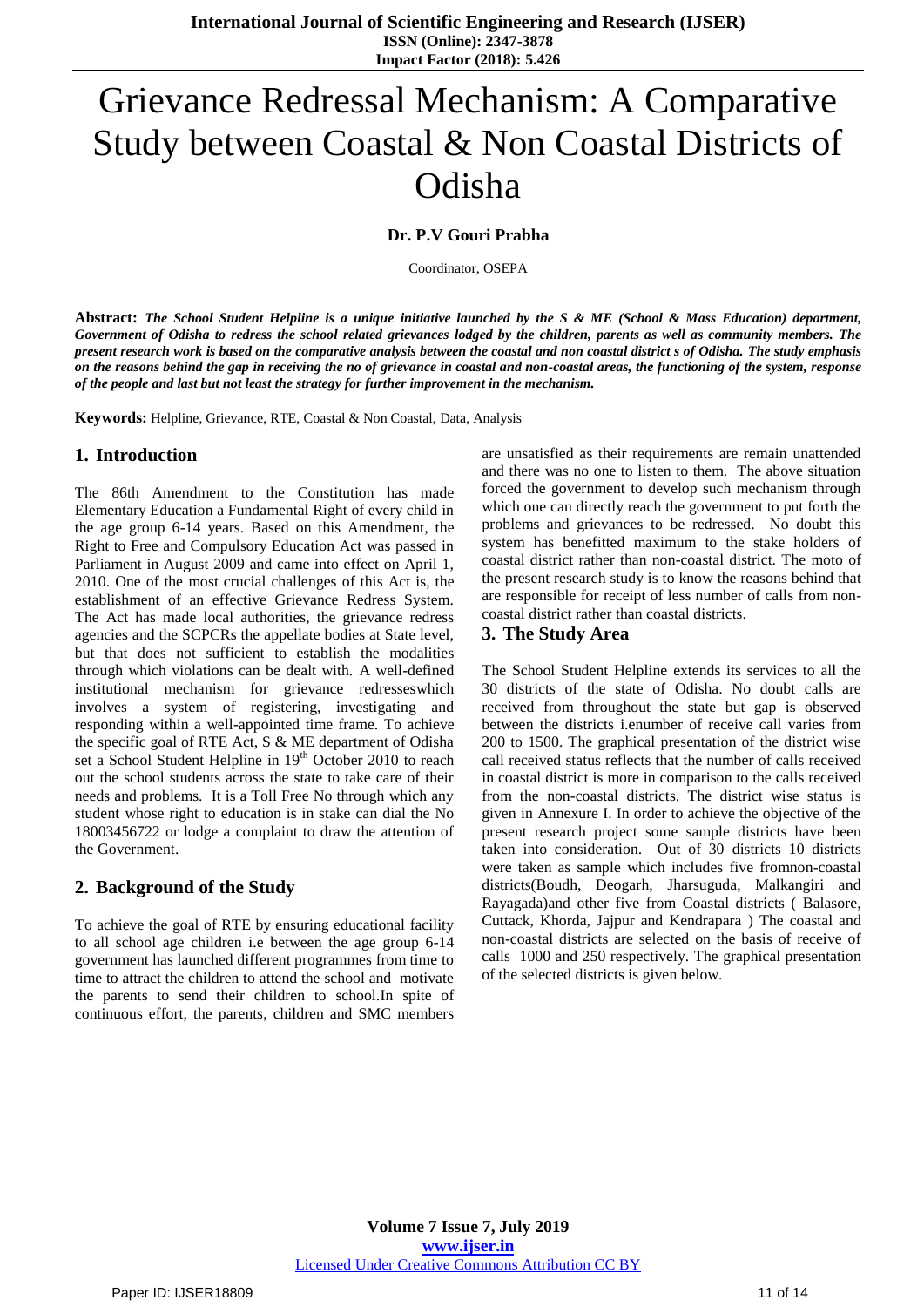# Grievance Redressal Mechanism: A Comparative Study between Coastal & Non Coastal Districts of Odisha

**Dr. P.V Gouri Prabha**

Coordinator, OSEPA

**Abstract:** ***The School Student Helpline is a unique initiative launched by the S & ME (School & Mass Education) department, Government of Odisha to redress the school related grievances lodged by the children, parents as well as community members. The present research work is based on the comparative analysis between the coastal and non coastal district s of Odisha. The study emphasis on the reasons behind the gap in receiving the no of grievance in coastal and non-coastal areas, the functioning of the system, response of the people and last but not least the strategy for further improvement in the mechanism.***

**Keywords:** Helpline, Grievance, RTE, Coastal & Non Coastal, Data, Analysis

## 1. Introduction

The 86th Amendment to the Constitution has made Elementary Education a Fundamental Right of every child in the age group 6-14 years. Based on this Amendment, the Right to Free and Compulsory Education Act was passed in Parliament in August 2009 and came into effect on April 1, 2010. One of the most crucial challenges of this Act is, the establishment of an effective Grievance Redress System. The Act has made local authorities, the grievance redress agencies and the SCPCRs the appellate bodies at State level, but that does not sufficient to establish the modalities through which violations can be dealt with. A well-defined institutional mechanism for grievance redresseswhich involves a system of registering, investigating and responding within a well-appointed time frame. To achieve the specific goal of RTE Act, S & ME department of Odisha set a School Student Helpline in 19th October 2010 to reach out the school students across the state to take care of their needs and problems. It is a Toll Free No through which any student whose right to education is in stake can dial the No 18003456722 or lodge a complaint to draw the attention of the Government.

## 2. Background of the Study

To achieve the goal of RTE by ensuring educational facility to all school age children i.e between the age group 6-14 government has launched different programmes from time to time to attract the children to attend the school and motivate the parents to send their children to school.In spite of continuous effort, the parents, children and SMC members are unsatisfied as their requirements are remain unattended and there was no one to listen to them. The above situation forced the government to develop such mechanism through which one can directly reach the government to put forth the problems and grievances to be redressed. No doubt this system has benefitted maximum to the stake holders of coastal district rather than non-coastal district. The moto of the present research study is to know the reasons behind that are responsible for receipt of less number of calls from non-coastal district rather than coastal districts.

## 3. The Study Area

The School Student Helpline extends its services to all the 30 districts of the state of Odisha. No doubt calls are received from throughout the state but gap is observed between the districts i.enumber of receive call varies from 200 to 1500. The graphical presentation of the district wise call received status reflects that the number of calls received in coastal district is more in comparison to the calls received from the non-coastal districts. The district wise status is given in Annexure I. In order to achieve the objective of the present research project some sample districts have been taken into consideration. Out of 30 districts 10 districts were taken as sample which includes five fromnon-coastal districts(Boudh, Deogarh, Jharsuguda, Malkangiri and Rayagada)and other five from Coastal districts ( Balasore, Cuttack, Khorda, Jajpur and Kendrapara ) The coastal and non-coastal districts are selected on the basis of receive of calls 1000 and 250 respectively. The graphical presentation of the selected districts is given below.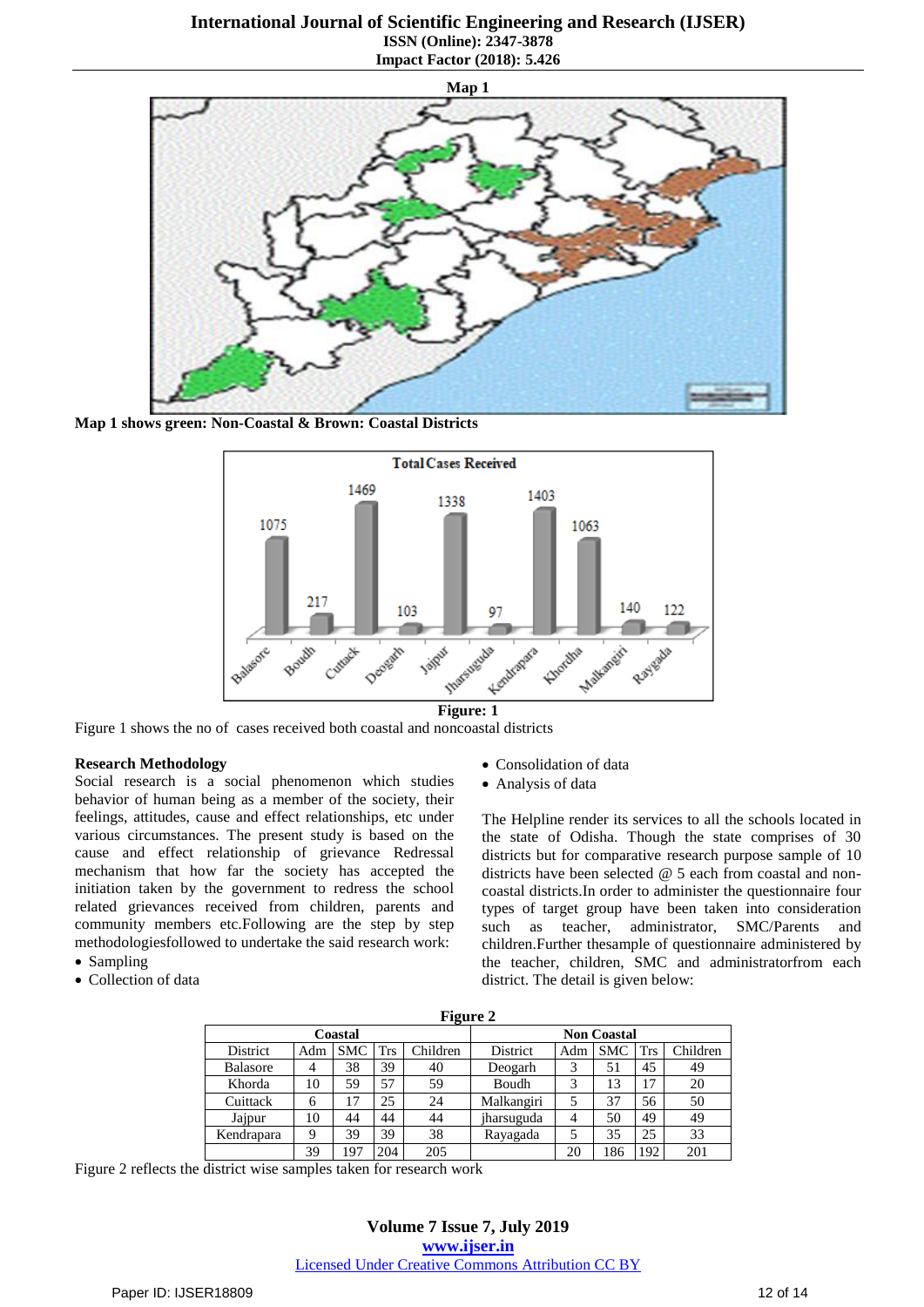**Map 1**

Map 1 shows green: Non-Coastal & Brown: Coastal Districts

**Figure: 1**

Figure 1 shows the no of cases received both coastal and noncoastal districts

### Research Methodology

Social research is a social phenomenon which studies behavior of human being as a member of the society, their feelings, attitudes, cause and effect relationships, etc under various circumstances. The present study is based on the cause and effect relationship of grievance Redressal mechanism that how far the society has accepted the initiation taken by the government to redress the school related grievances received from children, parents and community members etc.Following are the step by step methodologiesfollowed to undertake the said research work:

- Sampling
- Collection of data
- Consolidation of data
- Analysis of data

The Helpline render its services to all the schools located in the state of Odisha. Though the state comprises of 30 districts but for comparative research purpose sample of 10 districts have been selected @ 5 each from coastal and non-coastal districts.In order to administer the questionnaire four types of target group have been taken into consideration such as teacher, administrator, SMC/Parents and children.Further thesample of questionnaire administered by the teacher, children, SMC and administratorfrom each district. The detail is given below:

**Figure 2**

| Coastal | | | | | Non Coastal | | | | |
|---|---|---|---|---|---|---|---|---|---|
| District | Adm | SMC | Trs | Children | District | Adm | SMC | Trs | Children |
| Balasore | 4 | 38 | 39 | 40 | Deogarh | 3 | 51 | 45 | 49 |
| Khorda | 10 | 59 | 57 | 59 | Boudh | 3 | 13 | 17 | 20 |
| Cuittack | 6 | 17 | 25 | 24 | Malkangiri | 5 | 37 | 56 | 50 |
| Jajpur | 10 | 44 | 44 | 44 | jharsuguda | 4 | 50 | 49 | 49 |
| Kendrapara | 9 | 39 | 39 | 38 | Rayagada | 5 | 35 | 25 | 33 |
| | 39 | 197 | 204 | 205 | | 20 | 186 | 192 | 201 |

Figure 2 reflects the district wise samples taken for research work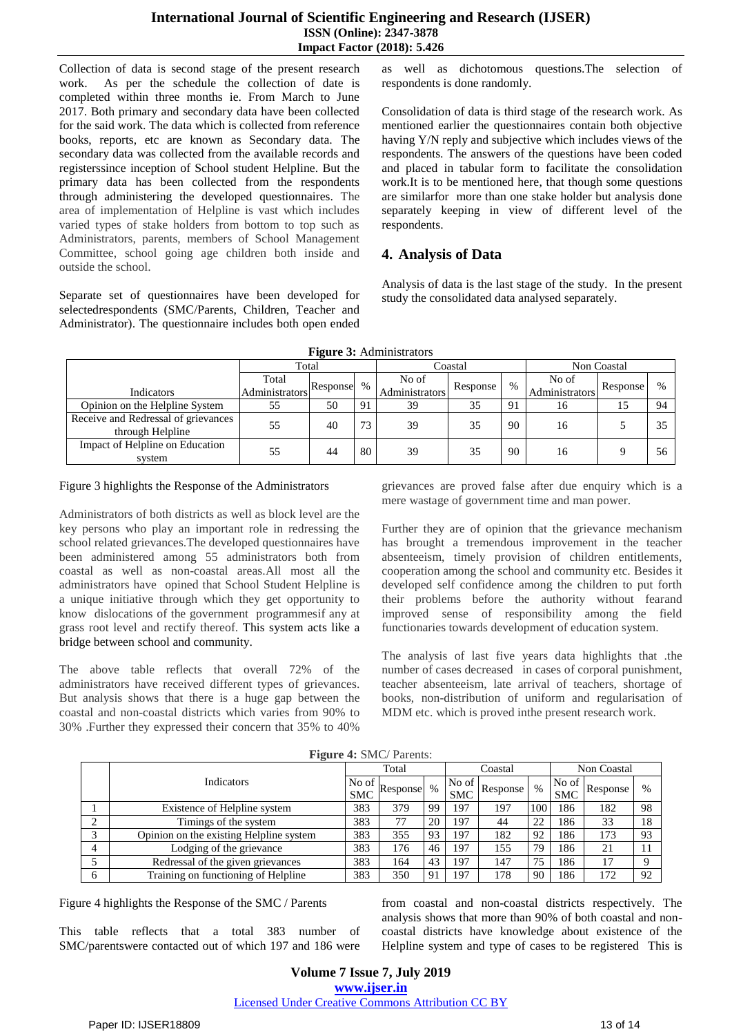Collection of data is second stage of the present research work. As per the schedule the collection of date is completed within three months ie. From March to June 2017. Both primary and secondary data have been collected for the said work. The data which is collected from reference books, reports, etc are known as Secondary data. The secondary data was collected from the available records and registerssince inception of School student Helpline. But the primary data has been collected from the respondents through administering the developed questionnaires. The area of implementation of Helpline is vast which includes varied types of stake holders from bottom to top such as Administrators, parents, members of School Management Committee, school going age children both inside and outside the school.

Separate set of questionnaires have been developed for selectedrespondents (SMC/Parents, Children, Teacher and Administrator). The questionnaire includes both open ended as well as dichotomous questions.The selection of respondents is done randomly.

Consolidation of data is third stage of the research work. As mentioned earlier the questionnaires contain both objective having Y/N reply and subjective which includes views of the respondents. The answers of the questions have been coded and placed in tabular form to facilitate the consolidation work.It is to be mentioned here, that though some questions are similarfor more than one stake holder but analysis done separately keeping in view of different level of the respondents.

## 4. Analysis of Data

Analysis of data is the last stage of the study. In the present study the consolidated data analysed separately.

**Figure 3:** Administrators

| Indicators | Total | | | Coastal | | | Non Coastal | | |
|---|---|---|---|---|---|---|---|---|---|
| | Total Administrators | Response | % | No of Administrators | Response | % | No of Administrators | Response | % |
| Opinion on the Helpline System | 55 | 50 | 91 | 39 | 35 | 91 | 16 | 15 | 94 |
| Receive and Redressal of grievances through Helpline | 55 | 40 | 73 | 39 | 35 | 90 | 16 | 5 | 35 |
| Impact of Helpline on Education system | 55 | 44 | 80 | 39 | 35 | 90 | 16 | 9 | 56 |

Figure 3 highlights the Response of the Administrators

Administrators of both districts as well as block level are the key persons who play an important role in redressing the school related grievances.The developed questionnaires have been administered among 55 administrators both from coastal as well as non-coastal areas.All most all the administrators have opined that School Student Helpline is a unique initiative through which they get opportunity to know dislocations of the government programmesif any at grass root level and rectify thereof. This system acts like a bridge between school and community.

The above table reflects that overall 72% of the administrators have received different types of grievances. But analysis shows that there is a huge gap between the coastal and non-coastal districts which varies from 90% to 30% .Further they expressed their concern that 35% to 40% grievances are proved false after due enquiry which is a mere wastage of government time and man power.

Further they are of opinion that the grievance mechanism has brought a tremendous improvement in the teacher absenteeism, timely provision of children entitlements, cooperation among the school and community etc. Besides it developed self confidence among the children to put forth their problems before the authority without fearand improved sense of responsibility among the field functionaries towards development of education system.

The analysis of last five years data highlights that .the number of cases decreased in cases of corporal punishment, teacher absenteeism, late arrival of teachers, shortage of books, non-distribution of uniform and regularisation of MDM etc. which is proved inthe present research work.

**Figure 4:** SMC/ Parents:

| | Indicators | Total | | | Coastal | | | Non Coastal | | |
|---|---|---|---|---|---|---|---|---|---|---|
| | | No of SMC | Response | % | No of SMC | Response | % | No of SMC | Response | % |
| 1 | Existence of Helpline system | 383 | 379 | 99 | 197 | 197 | 100 | 186 | 182 | 98 |
| 2 | Timings of the system | 383 | 77 | 20 | 197 | 44 | 22 | 186 | 33 | 18 |
| 3 | Opinion on the existing Helpline system | 383 | 355 | 93 | 197 | 182 | 92 | 186 | 173 | 93 |
| 4 | Lodging of the grievance | 383 | 176 | 46 | 197 | 155 | 79 | 186 | 21 | 11 |
| 5 | Redressal of the given grievances | 383 | 164 | 43 | 197 | 147 | 75 | 186 | 17 | 9 |
| 6 | Training on functioning of Helpline | 383 | 350 | 91 | 197 | 178 | 90 | 186 | 172 | 92 |

Figure 4 highlights the Response of the SMC / Parents

This table reflects that a total 383 number of SMC/parentswere contacted out of which 197 and 186 were from coastal and non-coastal districts respectively. The analysis shows that more than 90% of both coastal and non-coastal districts have knowledge about existence of the Helpline system and type of cases to be registered This is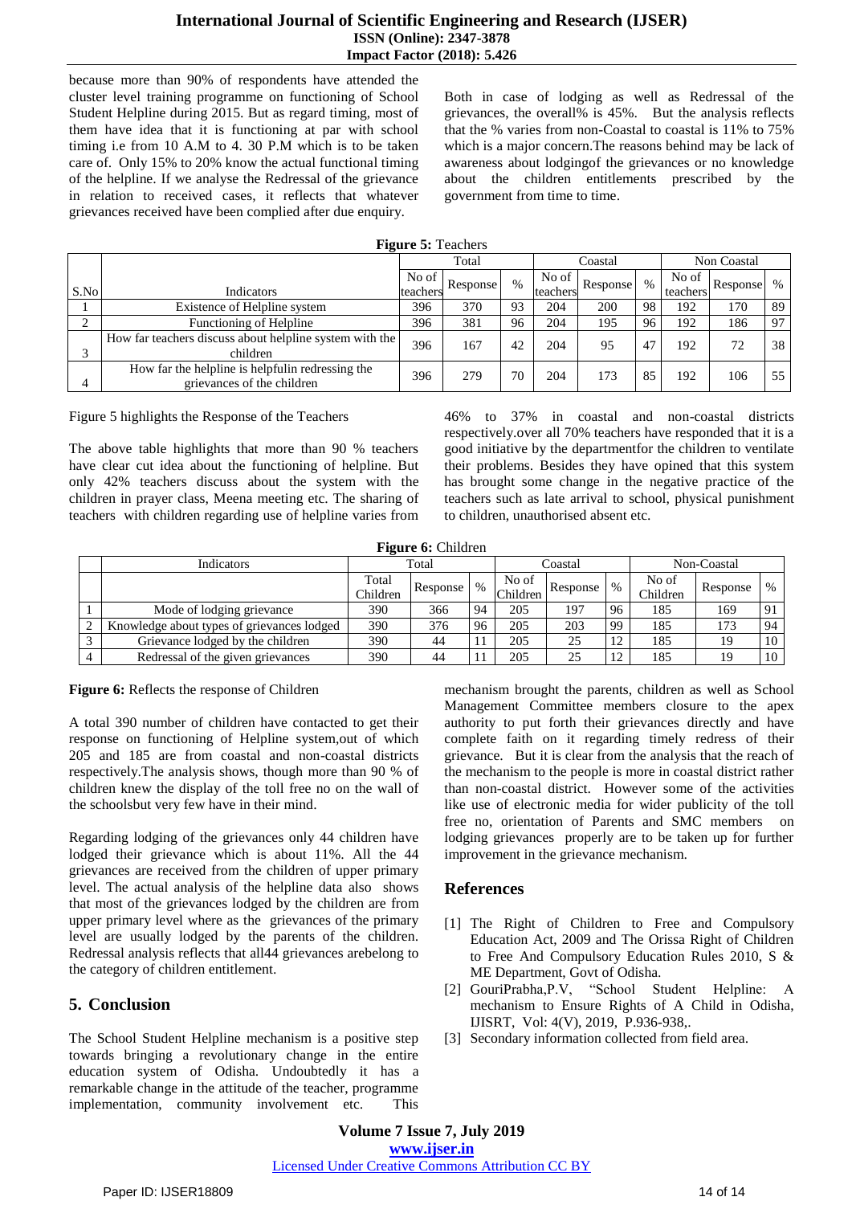because more than 90% of respondents have attended the cluster level training programme on functioning of School Student Helpline during 2015. But as regard timing, most of them have idea that it is functioning at par with school timing i.e from 10 A.M to 4. 30 P.M which is to be taken care of. Only 15% to 20% know the actual functional timing of the helpline. If we analyse the Redressal of the grievance in relation to received cases, it reflects that whatever grievances received have been complied after due enquiry.

Both in case of lodging as well as Redressal of the grievances, the overall% is 45%. But the analysis reflects that the % varies from non-Coastal to coastal is 11% to 75% which is a major concern.The reasons behind may be lack of awareness about lodgingof the grievances or no knowledge about the children entitlements prescribed by the government from time to time.

**Figure 5:** Teachers

| | | Total | | | Coastal | | | Non Coastal | | |
|---|---|---|---|---|---|---|---|---|---|---|
| S.No | Indicators | No of teachers | Response | % | No of teachers | Response | % | No of teachers | Response | % |
| 1 | Existence of Helpline system | 396 | 370 | 93 | 204 | 200 | 98 | 192 | 170 | 89 |
| 2 | Functioning of Helpline | 396 | 381 | 96 | 204 | 195 | 96 | 192 | 186 | 97 |
| 3 | How far teachers discuss about helpline system with the children | 396 | 167 | 42 | 204 | 95 | 47 | 192 | 72 | 38 |
| 4 | How far the helpline is helpfulin redressing the grievances of the children | 396 | 279 | 70 | 204 | 173 | 85 | 192 | 106 | 55 |

Figure 5 highlights the Response of the Teachers

The above table highlights that more than 90 % teachers have clear cut idea about the functioning of helpline. But only 42% teachers discuss about the system with the children in prayer class, Meena meeting etc. The sharing of teachers with children regarding use of helpline varies from 46% to 37% in coastal and non-coastal districts respectively.over all 70% teachers have responded that it is a good initiative by the departmentfor the children to ventilate their problems. Besides they have opined that this system has brought some change in the negative practice of the teachers such as late arrival to school, physical punishment to children, unauthorised absent etc.

**Figure 6:** Children

| | Indicators | Total | | | Coastal | | | Non-Coastal | | |
|---|---|---|---|---|---|---|---|---|---|---|
| | | Total Children | Response | % | No of Children | Response | % | No of Children | Response | % |
| 1 | Mode of lodging grievance | 390 | 366 | 94 | 205 | 197 | 96 | 185 | 169 | 91 |
| 2 | Knowledge about types of grievances lodged | 390 | 376 | 96 | 205 | 203 | 99 | 185 | 173 | 94 |
| 3 | Grievance lodged by the children | 390 | 44 | 11 | 205 | 25 | 12 | 185 | 19 | 10 |
| 4 | Redressal of the given grievances | 390 | 44 | 11 | 205 | 25 | 12 | 185 | 19 | 10 |

**Figure 6:** Reflects the response of Children

A total 390 number of children have contacted to get their response on functioning of Helpline system,out of which 205 and 185 are from coastal and non-coastal districts respectively.The analysis shows, though more than 90 % of children knew the display of the toll free no on the wall of the schoolsbut very few have in their mind.

Regarding lodging of the grievances only 44 children have lodged their grievance which is about 11%. All the 44 grievances are received from the children of upper primary level. The actual analysis of the helpline data also shows that most of the grievances lodged by the children are from upper primary level where as the grievances of the primary level are usually lodged by the parents of the children. Redressal analysis reflects that all44 grievances arebelong to the category of children entitlement.

## 5. Conclusion

The School Student Helpline mechanism is a positive step towards bringing a revolutionary change in the entire education system of Odisha. Undoubtedly it has a remarkable change in the attitude of the teacher, programme implementation, community involvement etc. This mechanism brought the parents, children as well as School Management Committee members closure to the apex authority to put forth their grievances directly and have complete faith on it regarding timely redress of their grievance. But it is clear from the analysis that the reach of the mechanism to the people is more in coastal district rather than non-coastal district. However some of the activities like use of electronic media for wider publicity of the toll free no, orientation of Parents and SMC members on lodging grievances properly are to be taken up for further improvement in the grievance mechanism.

## References

[1] The Right of Children to Free and Compulsory Education Act, 2009 and The Orissa Right of Children to Free And Compulsory Education Rules 2010, S & ME Department, Govt of Odisha.

[2] GouriPrabha,P.V, "School Student Helpline: A mechanism to Ensure Rights of A Child in Odisha, IJISRT, Vol: 4(V), 2019, P.936-938,.

[3] Secondary information collected from field area.